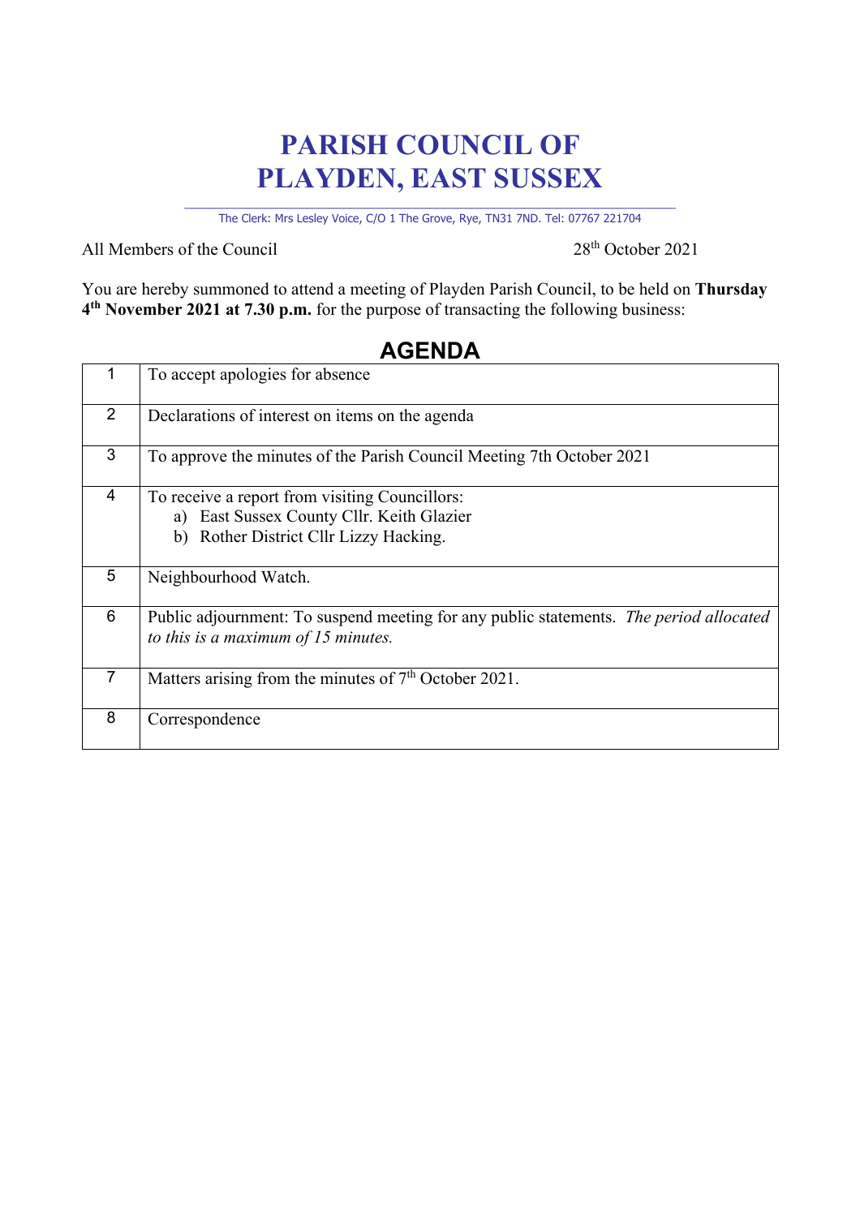# PARISH COUNCIL OF PLAYDEN, EAST SUSSEX

The Clerk: Mrs Lesley Voice, C/O 1 The Grove, Rye, TN31 7ND. Tel: 07767 221704

All Members of the Council

28th October 2021

You are hereby summoned to attend a meeting of Playden Parish Council, to be held on **Thursday 4th November 2021 at 7.30 p.m.** for the purpose of transacting the following business:

## AGENDA

| | |
|---|---|
| 1 | To accept apologies for absence |
| 2 | Declarations of interest on items on the agenda |
| 3 | To approve the minutes of the Parish Council Meeting 7th October 2021 |
| 4 | To receive a report from visiting Councillors:<br>a) East Sussex County Cllr. Keith Glazier<br>b) Rother District Cllr Lizzy Hacking. |
| 5 | Neighbourhood Watch. |
| 6 | Public adjournment: To suspend meeting for any public statements. *The period allocated to this is a maximum of 15 minutes.* |
| 7 | Matters arising from the minutes of 7th October 2021. |
| 8 | Correspondence |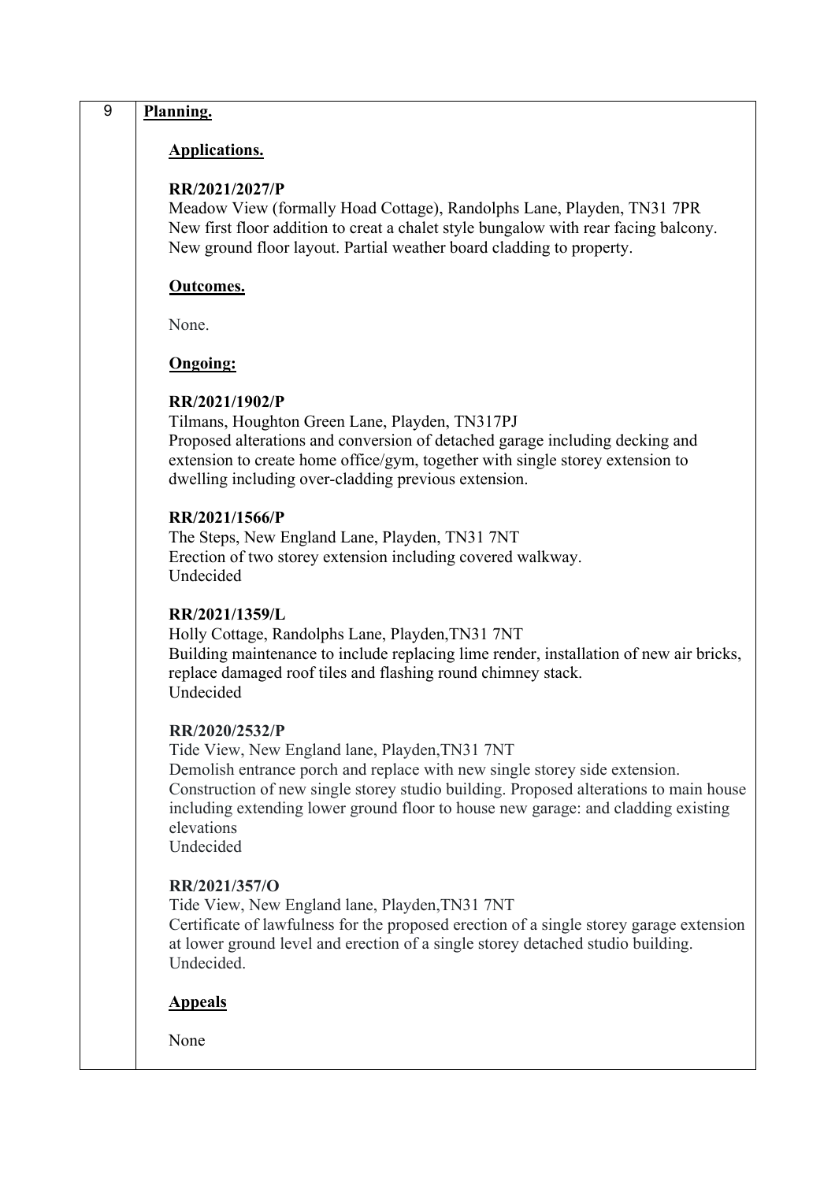9 **Planning.**

**Applications.**

**RR/2021/2027/P**
Meadow View (formally Hoad Cottage), Randolphs Lane, Playden, TN31 7PR
New first floor addition to creat a chalet style bungalow with rear facing balcony. New ground floor layout. Partial weather board cladding to property.

**Outcomes.**

None.

**Ongoing:**

**RR/2021/1902/P**
Tilmans, Houghton Green Lane, Playden, TN317PJ
Proposed alterations and conversion of detached garage including decking and extension to create home office/gym, together with single storey extension to dwelling including over-cladding previous extension.

**RR/2021/1566/P**
The Steps, New England Lane, Playden, TN31 7NT
Erection of two storey extension including covered walkway.
Undecided

**RR/2021/1359/L**
Holly Cottage, Randolphs Lane, Playden,TN31 7NT
Building maintenance to include replacing lime render, installation of new air bricks, replace damaged roof tiles and flashing round chimney stack.
Undecided

**RR/2020/2532/P**
Tide View, New England lane, Playden,TN31 7NT
Demolish entrance porch and replace with new single storey side extension. Construction of new single storey studio building. Proposed alterations to main house including extending lower ground floor to house new garage: and cladding existing elevations
Undecided

**RR/2021/357/O**
Tide View, New England lane, Playden,TN31 7NT
Certificate of lawfulness for the proposed erection of a single storey garage extension at lower ground level and erection of a single storey detached studio building.
Undecided.

**Appeals**

None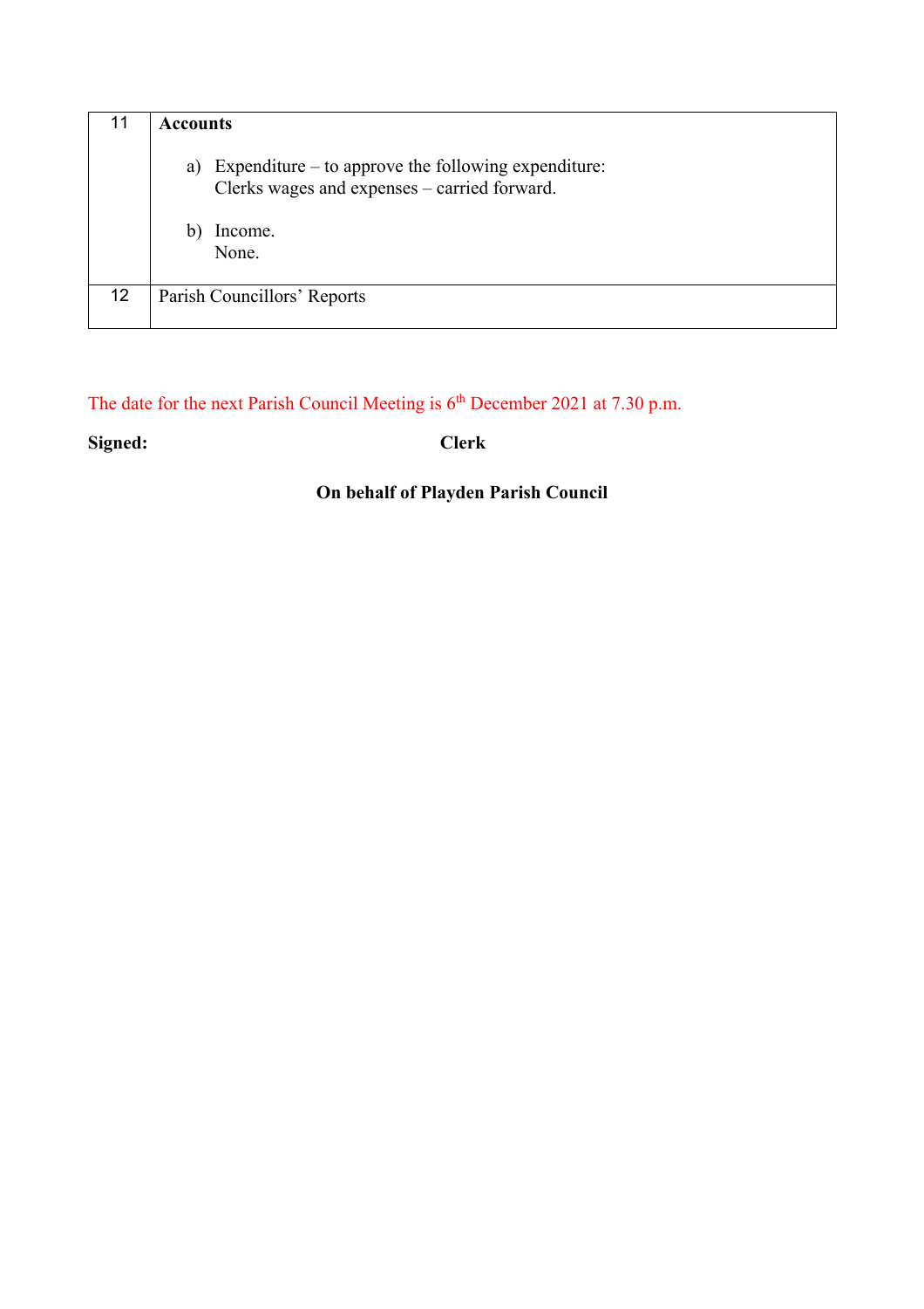| | |
|---|---|
| 11 | **Accounts**<br><br>a) Expenditure – to approve the following expenditure:<br>Clerks wages and expenses – carried forward.<br><br>b) Income.<br>None. |
| 12 | Parish Councillors' Reports |

The date for the next Parish Council Meeting is 6th December 2021 at 7.30 p.m.

**Signed:** **Clerk**

**On behalf of Playden Parish Council**